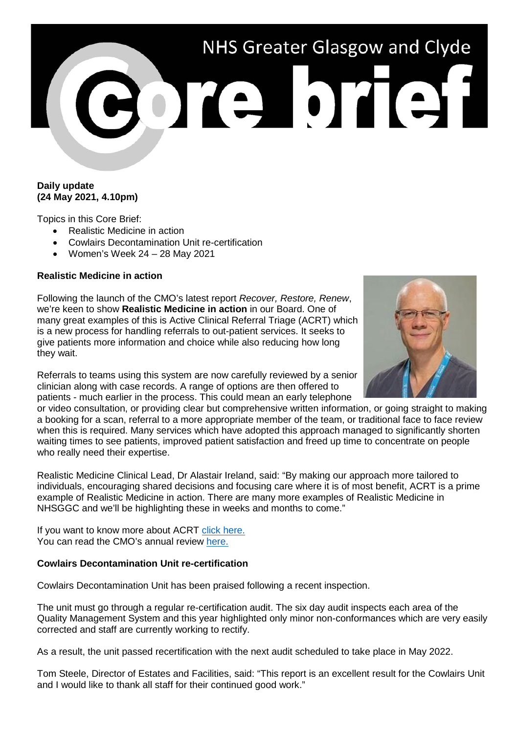# NHS Greater Glasgow and Clyde Core brief

**Daily update**
**(24 May 2021, 4.10pm)**

Topics in this Core Brief:

- Realistic Medicine in action
- Cowlairs Decontamination Unit re-certification
- Women's Week 24 – 28 May 2021

**Realistic Medicine in action**

Following the launch of the CMO's latest report *Recover, Restore, Renew*, we're keen to show **Realistic Medicine in action** in our Board. One of many great examples of this is Active Clinical Referral Triage (ACRT) which is a new process for handling referrals to out-patient services. It seeks to give patients more information and choice while also reducing how long they wait.

Referrals to teams using this system are now carefully reviewed by a senior clinician along with case records. A range of options are then offered to patients - much earlier in the process. This could mean an early telephone or video consultation, or providing clear but comprehensive written information, or going straight to making a booking for a scan, referral to a more appropriate member of the team, or traditional face to face review when this is required. Many services which have adopted this approach managed to significantly shorten waiting times to see patients, improved patient satisfaction and freed up time to concentrate on people who really need their expertise.

Realistic Medicine Clinical Lead, Dr Alastair Ireland, said: "By making our approach more tailored to individuals, encouraging shared decisions and focusing care where it is of most benefit, ACRT is a prime example of Realistic Medicine in action. There are many more examples of Realistic Medicine in NHSGGC and we'll be highlighting these in weeks and months to come."

If you want to know more about ACRT click here.
You can read the CMO's annual review here.

**Cowlairs Decontamination Unit re-certification**

Cowlairs Decontamination Unit has been praised following a recent inspection.

The unit must go through a regular re-certification audit. The six day audit inspects each area of the Quality Management System and this year highlighted only minor non-conformances which are very easily corrected and staff are currently working to rectify.

As a result, the unit passed recertification with the next audit scheduled to take place in May 2022.

Tom Steele, Director of Estates and Facilities, said: "This report is an excellent result for the Cowlairs Unit and I would like to thank all staff for their continued good work."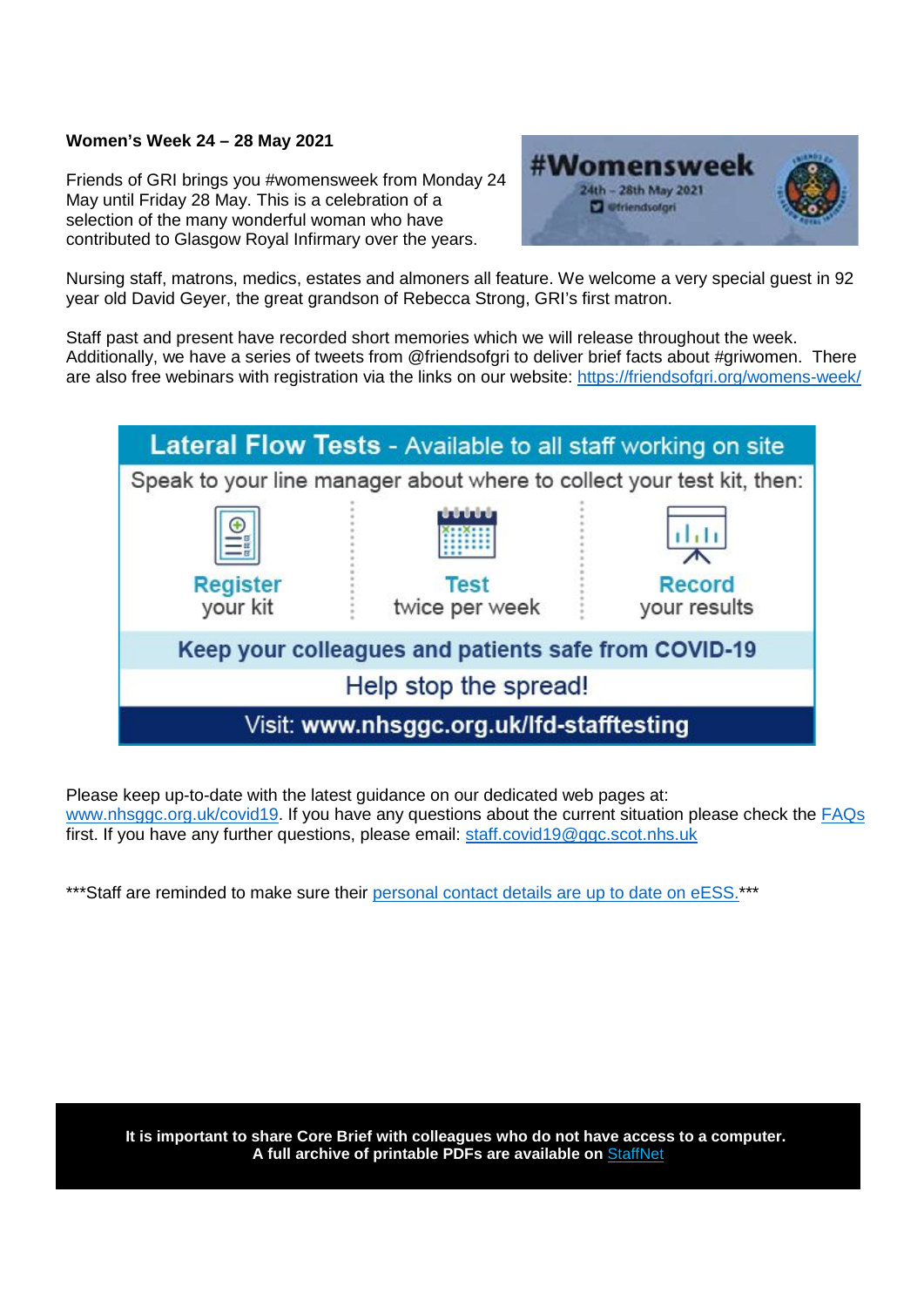**Women's Week 24 – 28 May 2021**

Friends of GRI brings you #womensweek from Monday 24 May until Friday 28 May. This is a celebration of a selection of the many wonderful woman who have contributed to Glasgow Royal Infirmary over the years.

#Womensweek
24th – 28th May 2021
@friendsofgri

Nursing staff, matrons, medics, estates and almoners all feature. We welcome a very special guest in 92 year old David Geyer, the great grandson of Rebecca Strong, GRI's first matron.

Staff past and present have recorded short memories which we will release throughout the week. Additionally, we have a series of tweets from @friendsofgri to deliver brief facts about #griwomen. There are also free webinars with registration via the links on our website: [https://friendsofgri.org/womens-week/](https://friendsofgri.org/womens-week/)

**Lateral Flow Tests** - Available to all staff working on site

Speak to your line manager about where to collect your test kit, then:

**Register** your kit

**Test** twice per week

**Record** your results

**Keep your colleagues and patients safe from COVID-19**

Help stop the spread!

Visit: **www.nhsggc.org.uk/lfd-stafftesting**

Please keep up-to-date with the latest guidance on our dedicated web pages at: [www.nhsggc.org.uk/covid19](www.nhsggc.org.uk/covid19). If you have any questions about the current situation please check the [FAQs](FAQs) first. If you have any further questions, please email: [staff.covid19@ggc.scot.nhs.uk](mailto:staff.covid19@ggc.scot.nhs.uk)

***Staff are reminded to make sure their [personal contact details are up to date on eESS.](personal contact details are up to date on eESS.)***

**It is important to share Core Brief with colleagues who do not have access to a computer.**
**A full archive of printable PDFs are available on** [StaffNet](StaffNet)